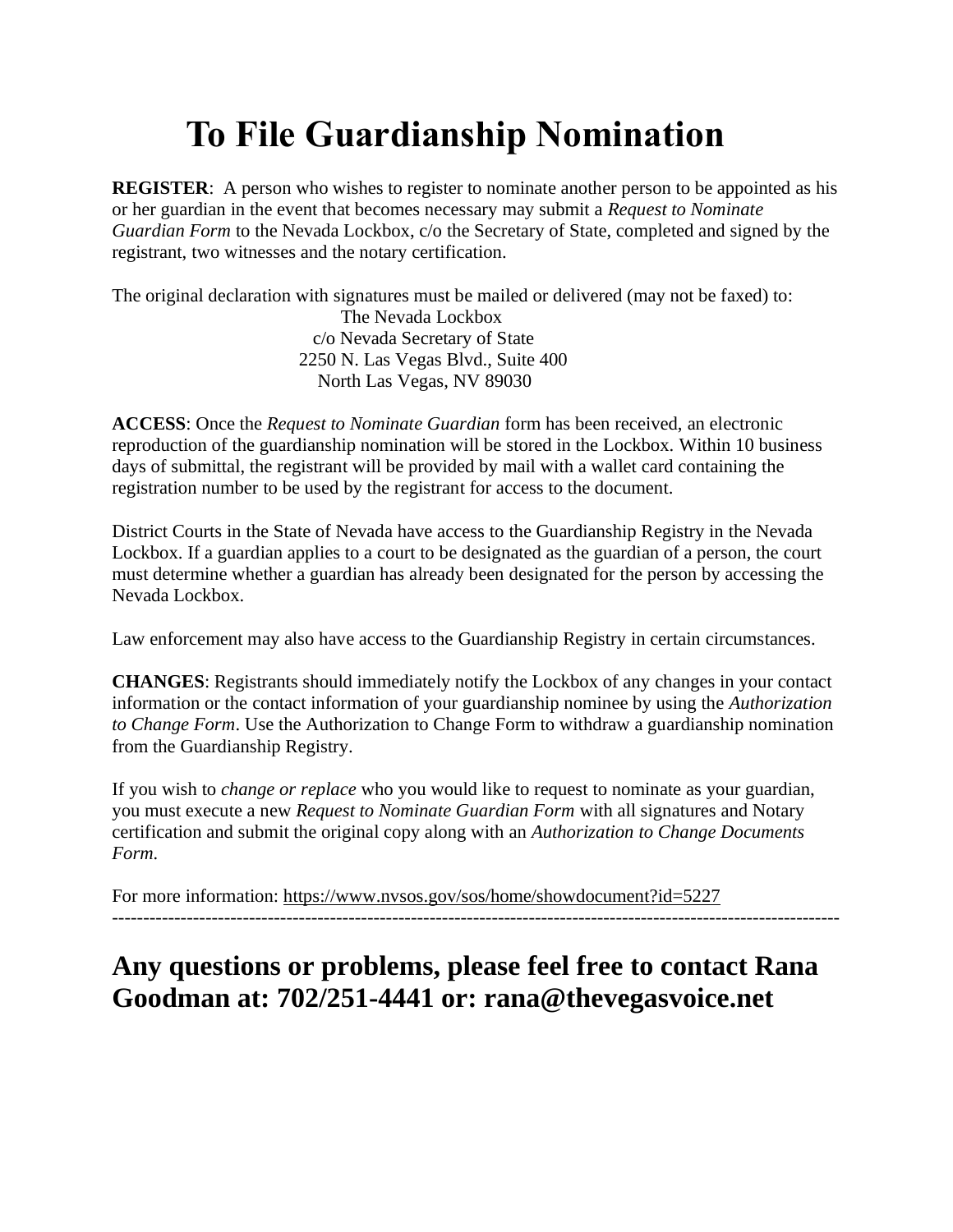# To File Guardianship Nomination

**REGISTER**: A person who wishes to register to nominate another person to be appointed as his or her guardian in the event that becomes necessary may submit a *Request to Nominate Guardian Form* to the Nevada Lockbox, c/o the Secretary of State, completed and signed by the registrant, two witnesses and the notary certification.

The original declaration with signatures must be mailed or delivered (may not be faxed) to:

The Nevada Lockbox
c/o Nevada Secretary of State
2250 N. Las Vegas Blvd., Suite 400
North Las Vegas, NV 89030

**ACCESS**: Once the *Request to Nominate Guardian* form has been received, an electronic reproduction of the guardianship nomination will be stored in the Lockbox. Within 10 business days of submittal, the registrant will be provided by mail with a wallet card containing the registration number to be used by the registrant for access to the document.

District Courts in the State of Nevada have access to the Guardianship Registry in the Nevada Lockbox. If a guardian applies to a court to be designated as the guardian of a person, the court must determine whether a guardian has already been designated for the person by accessing the Nevada Lockbox.

Law enforcement may also have access to the Guardianship Registry in certain circumstances.

**CHANGES**: Registrants should immediately notify the Lockbox of any changes in your contact information or the contact information of your guardianship nominee by using the *Authorization to Change Form*. Use the Authorization to Change Form to withdraw a guardianship nomination from the Guardianship Registry.

If you wish to *change or replace* who you would like to request to nominate as your guardian, you must execute a new *Request to Nominate Guardian Form* with all signatures and Notary certification and submit the original copy along with an *Authorization to Change Documents Form.*

For more information: https://www.nvsos.gov/sos/home/showdocument?id=5227

---

## Any questions or problems, please feel free to contact Rana Goodman at: 702/251-4441 or: rana@thevegasvoice.net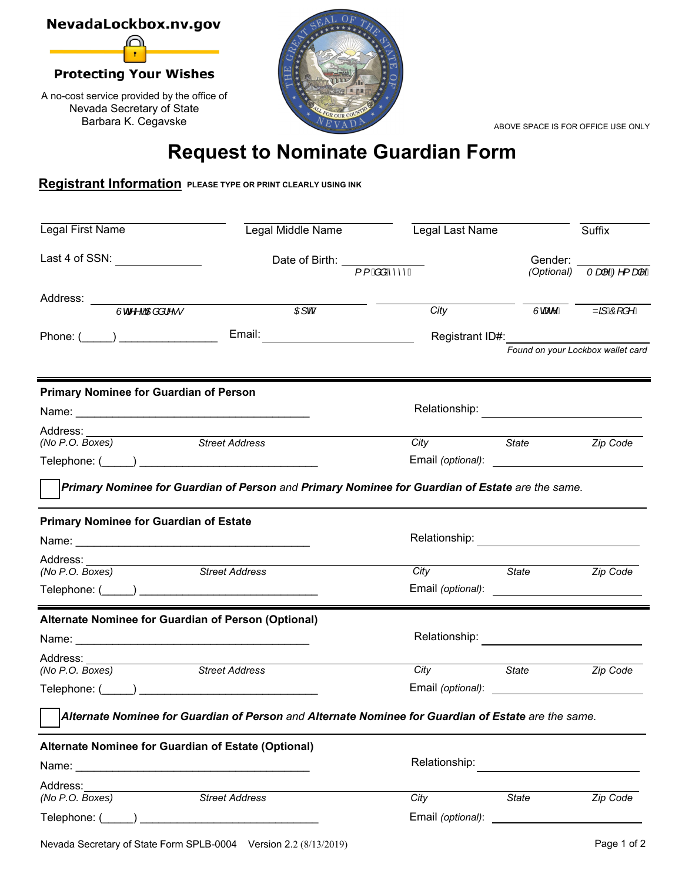NevadaLockbox.nv.gov

**Protecting Your Wishes**

A no-cost service provided by the office of
Nevada Secretary of State
Barbara K. Cegavske

ABOVE SPACE IS FOR OFFICE USE ONLY

# Request to Nominate Guardian Form

## Registrant Information

**PLEASE TYPE OR PRINT CLEARLY USING INK**

Legal First Name ____________ Legal Middle Name ____________ Legal Last Name ____________ Suffix ____________

Last 4 of SSN: ____________ Date of Birth: ____________ (mm/dd/yyyy) Gender: ____________ *(Optional)* (Male/Female)

Address: ____________ (Street Address) ____________ (Apt.) ____________ *City* ____________ (State) ____________ (Zip Code)

Phone: (_____) ________________ Email: ____________ Registrant ID#: ____________
*Found on your Lockbox wallet card*

---

### Primary Nominee for Guardian of Person

Name: ____________________ Relationship: ____________

Address: ________________________________________
*(No P.O. Boxes)* *Street Address* *City* *State* *Zip Code*

Telephone: (_____) ____________________ Email *(optional)*: ____________

☐ ***Primary Nominee for Guardian of Person*** and ***Primary Nominee for Guardian of Estate*** *are the same.*

---

### Primary Nominee for Guardian of Estate

Name: ____________________ Relationship: ____________

Address: ________________________________________
*(No P.O. Boxes)* *Street Address* *City* *State* *Zip Code*

Telephone: (_____) ____________________ Email *(optional)*: ____________

---

### Alternate Nominee for Guardian of Person (Optional)

Name: ____________________ Relationship: ____________

Address: ________________________________________
*(No P.O. Boxes)* *Street Address* *City* *State* *Zip Code*

Telephone: (_____) ____________________ Email *(optional)*: ____________

☐ ***Alternate Nominee for Guardian of Person*** and ***Alternate Nominee for Guardian of Estate*** *are the same.*

---

### Alternate Nominee for Guardian of Estate (Optional)

Name: ____________________ Relationship: ____________

Address: ________________________________________
*(No P.O. Boxes)* *Street Address* *City* *State* *Zip Code*

Telephone: (_____) ____________________ Email *(optional)*: ____________

Nevada Secretary of State Form SPLB-0004 Version 2.2 (8/13/2019)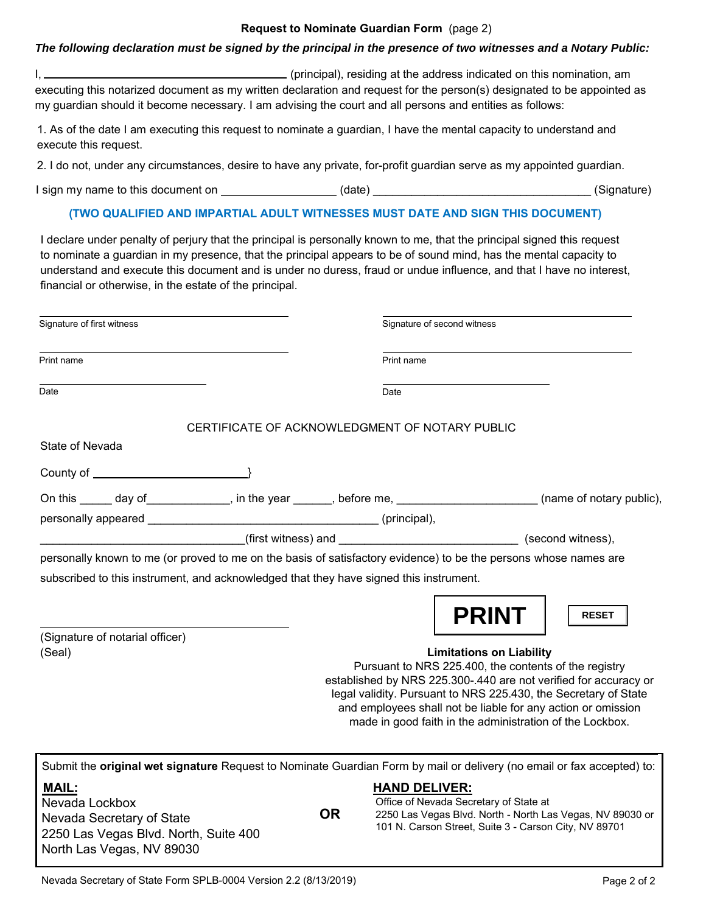## Request to Nominate Guardian Form (page 2)

***The following declaration must be signed by the principal in the presence of two witnesses and a Notary Public:***

I, ______________________________ (principal), residing at the address indicated on this nomination, am executing this notarized document as my written declaration and request for the person(s) designated to be appointed as my guardian should it become necessary. I am advising the court and all persons and entities as follows:

1. As of the date I am executing this request to nominate a guardian, I have the mental capacity to understand and execute this request.

2. I do not, under any circumstances, desire to have any private, for-profit guardian serve as my appointed guardian.

I sign my name to this document on ________________ (date) ________________________________ (Signature)

**(TWO QUALIFIED AND IMPARTIAL ADULT WITNESSES MUST DATE AND SIGN THIS DOCUMENT)**

I declare under penalty of perjury that the principal is personally known to me, that the principal signed this request to nominate a guardian in my presence, that the principal appears to be of sound mind, has the mental capacity to understand and execute this document and is under no duress, fraud or undue influence, and that I have no interest, financial or otherwise, in the estate of the principal.

______________________________
Signature of first witness

______________________________
Print name

______________________________
Date

______________________________
Signature of second witness

______________________________
Print name

______________________________
Date

### CERTIFICATE OF ACKNOWLEDGMENT OF NOTARY PUBLIC

State of Nevada

County of ______________________}

On this _____ day of_____________, in the year ______, before me, _____________________ (name of notary public), personally appeared ___________________________________ (principal),

_______________________________(first witness) and ___________________________ (second witness),

personally known to me (or proved to me on the basis of satisfactory evidence) to be the persons whose names are subscribed to this instrument, and acknowledged that they have signed this instrument.

______________________________
(Signature of notarial officer)
(Seal)

PRINT

RESET

**Limitations on Liability**

Pursuant to NRS 225.400, the contents of the registry established by NRS 225.300-.440 are not verified for accuracy or legal validity. Pursuant to NRS 225.430, the Secretary of State and employees shall not be liable for any action or omission made in good faith in the administration of the Lockbox.

Submit the **original wet signature** Request to Nominate Guardian Form by mail or delivery (no email or fax accepted) to:

**MAIL:**
Nevada Lockbox
Nevada Secretary of State
2250 Las Vegas Blvd. North, Suite 400
North Las Vegas, NV 89030

**OR**

**HAND DELIVER:**
Office of Nevada Secretary of State at
2250 Las Vegas Blvd. North - North Las Vegas, NV 89030 or
101 N. Carson Street, Suite 3 - Carson City, NV 89701

Nevada Secretary of State Form SPLB-0004 Version 2.2 (8/13/2019)